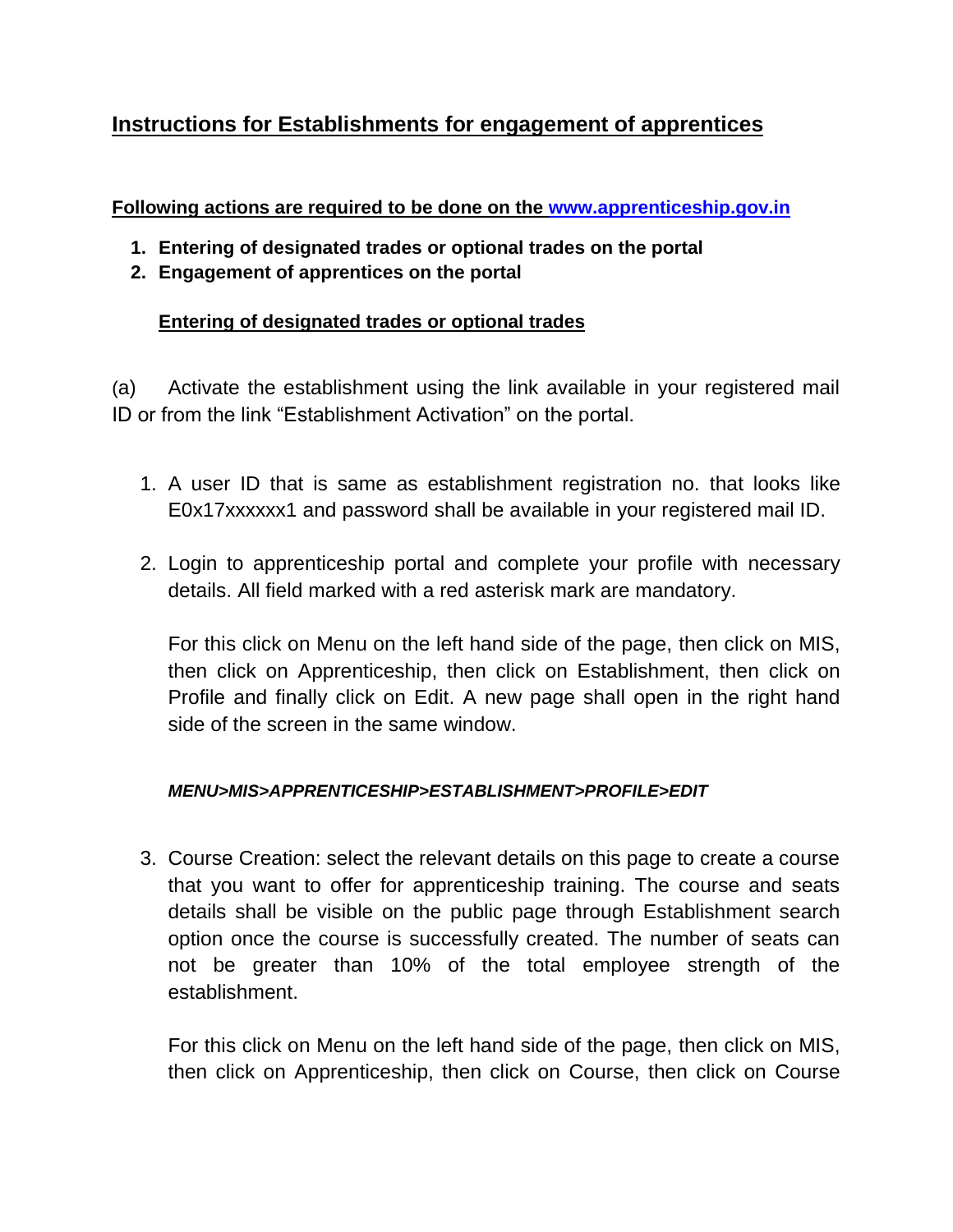# Instructions for Establishments for engagement of apprentices

**Following actions are required to be done on the [www.apprenticeship.gov.in](http://www.apprenticeship.gov.in)**

1. **Entering of designated trades or optional trades on the portal**
2. **Engagement of apprentices on the portal**

**Entering of designated trades or optional trades**

(a) Activate the establishment using the link available in your registered mail ID or from the link "Establishment Activation" on the portal.

1. A user ID that is same as establishment registration no. that looks like E0x17xxxxxx1 and password shall be available in your registered mail ID.

2. Login to apprenticeship portal and complete your profile with necessary details. All field marked with a red asterisk mark are mandatory.

   For this click on Menu on the left hand side of the page, then click on MIS, then click on Apprenticeship, then click on Establishment, then click on Profile and finally click on Edit. A new page shall open in the right hand side of the screen in the same window.

   ***MENU>MIS>APPRENTICESHIP>ESTABLISHMENT>PROFILE>EDIT***

3. Course Creation: select the relevant details on this page to create a course that you want to offer for apprenticeship training. The course and seats details shall be visible on the public page through Establishment search option once the course is successfully created. The number of seats can not be greater than 10% of the total employee strength of the establishment.

   For this click on Menu on the left hand side of the page, then click on MIS, then click on Apprenticeship, then click on Course, then click on Course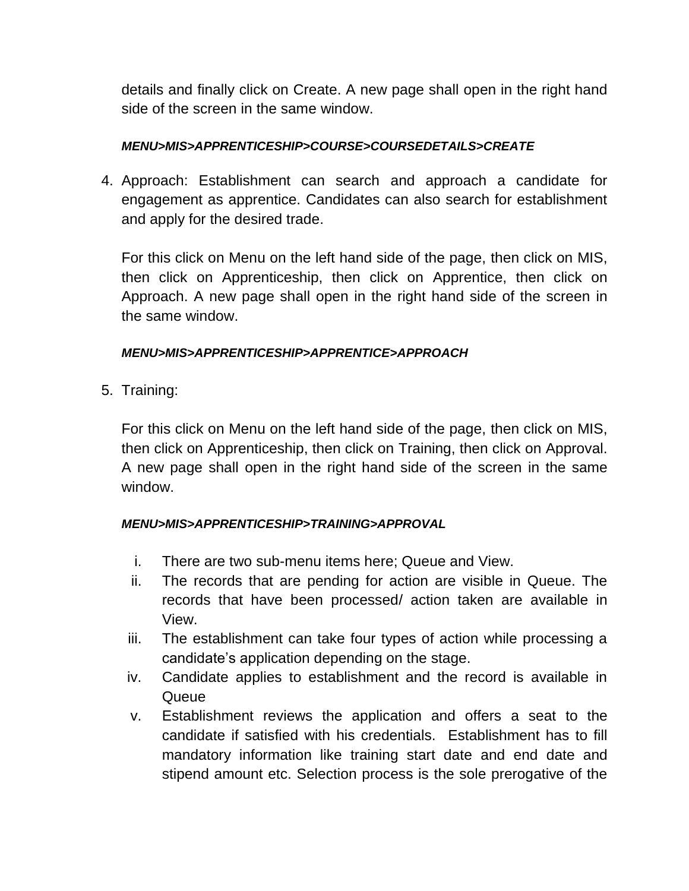details and finally click on Create. A new page shall open in the right hand side of the screen in the same window.

***MENU>MIS>APPRENTICESHIP>COURSE>COURSEDETAILS>CREATE***

4. Approach: Establishment can search and approach a candidate for engagement as apprentice. Candidates can also search for establishment and apply for the desired trade.

   For this click on Menu on the left hand side of the page, then click on MIS, then click on Apprenticeship, then click on Apprentice, then click on Approach. A new page shall open in the right hand side of the screen in the same window.

   ***MENU>MIS>APPRENTICESHIP>APPRENTICE>APPROACH***

5. Training:

   For this click on Menu on the left hand side of the page, then click on MIS, then click on Apprenticeship, then click on Training, then click on Approval. A new page shall open in the right hand side of the screen in the same window.

   ***MENU>MIS>APPRENTICESHIP>TRAINING>APPROVAL***

   i. There are two sub-menu items here; Queue and View.
   ii. The records that are pending for action are visible in Queue. The records that have been processed/ action taken are available in View.
   iii. The establishment can take four types of action while processing a candidate's application depending on the stage.
   iv. Candidate applies to establishment and the record is available in Queue
   v. Establishment reviews the application and offers a seat to the candidate if satisfied with his credentials. Establishment has to fill mandatory information like training start date and end date and stipend amount etc. Selection process is the sole prerogative of the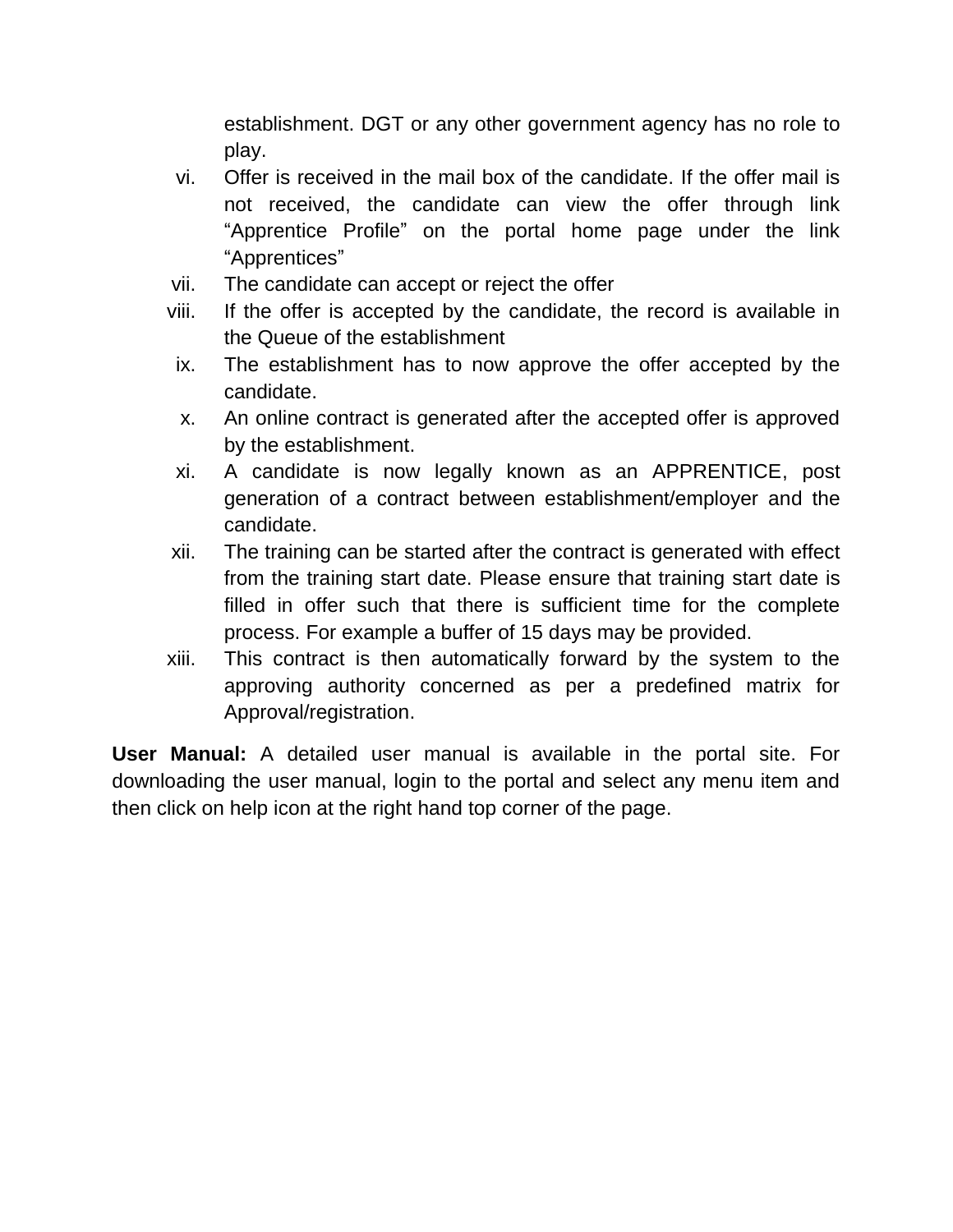establishment. DGT or any other government agency has no role to play.

vi. Offer is received in the mail box of the candidate. If the offer mail is not received, the candidate can view the offer through link “Apprentice Profile” on the portal home page under the link “Apprentices”

vii. The candidate can accept or reject the offer

viii. If the offer is accepted by the candidate, the record is available in the Queue of the establishment

ix. The establishment has to now approve the offer accepted by the candidate.

x. An online contract is generated after the accepted offer is approved by the establishment.

xi. A candidate is now legally known as an APPRENTICE, post generation of a contract between establishment/employer and the candidate.

xii. The training can be started after the contract is generated with effect from the training start date. Please ensure that training start date is filled in offer such that there is sufficient time for the complete process. For example a buffer of 15 days may be provided.

xiii. This contract is then automatically forward by the system to the approving authority concerned as per a predefined matrix for Approval/registration.

**User Manual:** A detailed user manual is available in the portal site. For downloading the user manual, login to the portal and select any menu item and then click on help icon at the right hand top corner of the page.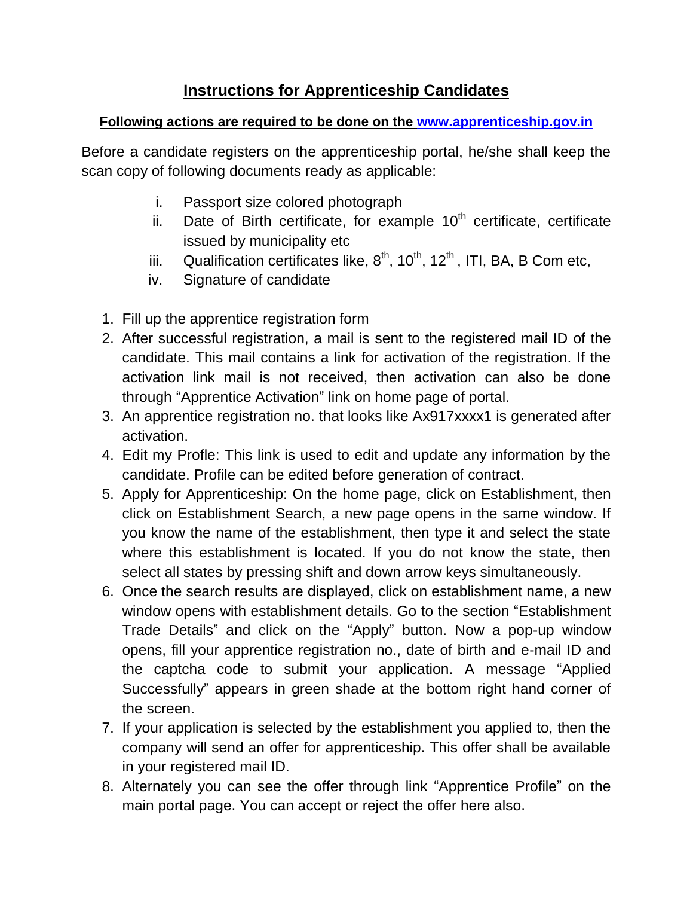# Instructions for Apprenticeship Candidates

**Following actions are required to be done on the www.apprenticeship.gov.in**

Before a candidate registers on the apprenticeship portal, he/she shall keep the scan copy of following documents ready as applicable:

i. Passport size colored photograph
ii. Date of Birth certificate, for example 10th certificate, certificate issued by municipality etc
iii. Qualification certificates like, 8th, 10th, 12th , ITI, BA, B Com etc,
iv. Signature of candidate

1. Fill up the apprentice registration form
2. After successful registration, a mail is sent to the registered mail ID of the candidate. This mail contains a link for activation of the registration. If the activation link mail is not received, then activation can also be done through "Apprentice Activation" link on home page of portal.
3. An apprentice registration no. that looks like Ax917xxxx1 is generated after activation.
4. Edit my Profle: This link is used to edit and update any information by the candidate. Profile can be edited before generation of contract.
5. Apply for Apprenticeship: On the home page, click on Establishment, then click on Establishment Search, a new page opens in the same window. If you know the name of the establishment, then type it and select the state where this establishment is located. If you do not know the state, then select all states by pressing shift and down arrow keys simultaneously.
6. Once the search results are displayed, click on establishment name, a new window opens with establishment details. Go to the section "Establishment Trade Details" and click on the "Apply" button. Now a pop-up window opens, fill your apprentice registration no., date of birth and e-mail ID and the captcha code to submit your application. A message "Applied Successfully" appears in green shade at the bottom right hand corner of the screen.
7. If your application is selected by the establishment you applied to, then the company will send an offer for apprenticeship. This offer shall be available in your registered mail ID.
8. Alternately you can see the offer through link "Apprentice Profile" on the main portal page. You can accept or reject the offer here also.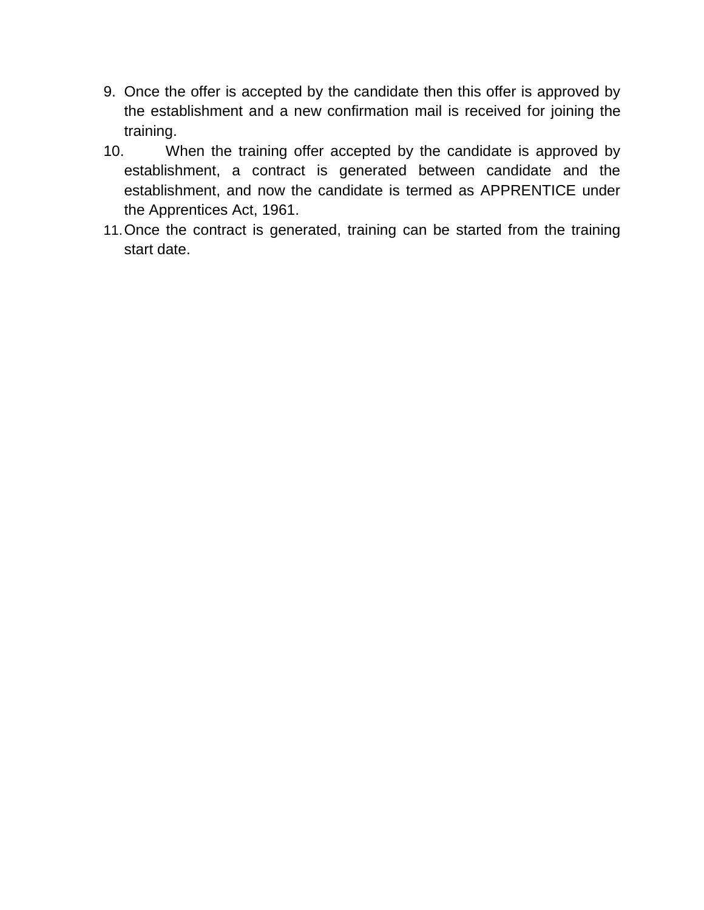9. Once the offer is accepted by the candidate then this offer is approved by the establishment and a new confirmation mail is received for joining the training.
10. When the training offer accepted by the candidate is approved by establishment, a contract is generated between candidate and the establishment, and now the candidate is termed as APPRENTICE under the Apprentices Act, 1961.
11. Once the contract is generated, training can be started from the training start date.